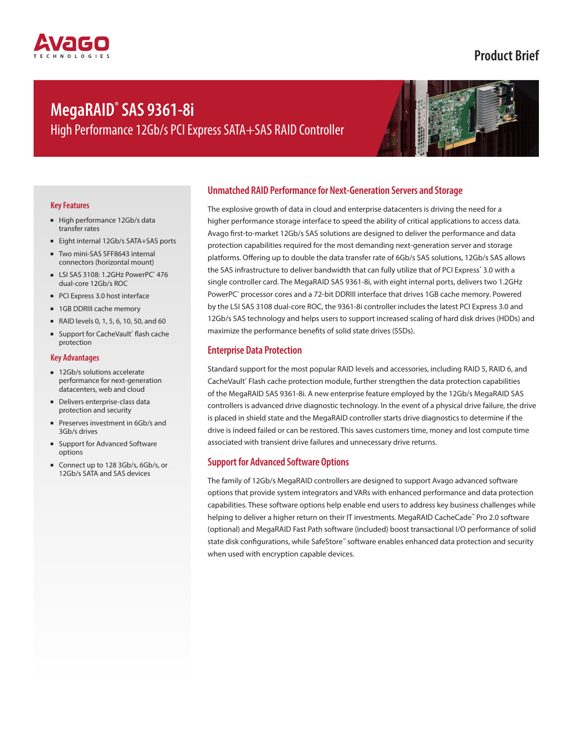Product Brief

# MegaRAID® SAS 9361-8i

High Performance 12Gb/s PCI Express SATA+SAS RAID Controller

### Key Features

- High performance 12Gb/s data transfer rates
- Eight internal 12Gb/s SATA+SAS ports
- Two mini-SAS SFF8643 internal connectors (horizontal mount)
- LSI SAS 3108: 1.2GHz PowerPC® 476 dual-core 12Gb/s ROC
- PCI Express 3.0 host interface
- 1GB DDRIII cache memory
- RAID levels 0, 1, 5, 6, 10, 50, and 60
- Support for CacheVault® flash cache protection

### Key Advantages

- 12Gb/s solutions accelerate performance for next-generation datacenters, web and cloud
- Delivers enterprise-class data protection and security
- Preserves investment in 6Gb/s and 3Gb/s drives
- Support for Advanced Software options
- Connect up to 128 3Gb/s, 6Gb/s, or 12Gb/s SATA and SAS devices

## Unmatched RAID Performance for Next-Generation Servers and Storage

The explosive growth of data in cloud and enterprise datacenters is driving the need for a higher performance storage interface to speed the ability of critical applications to access data. Avago first-to-market 12Gb/s SAS solutions are designed to deliver the performance and data protection capabilities required for the most demanding next-generation server and storage platforms. Offering up to double the data transfer rate of 6Gb/s SAS solutions, 12Gb/s SAS allows the SAS infrastructure to deliver bandwidth that can fully utilize that of PCI Express® 3.0 with a single controller card. The MegaRAID SAS 9361-8i, with eight internal ports, delivers two 1.2GHz PowerPC® processor cores and a 72-bit DDRIII interface that drives 1GB cache memory. Powered by the LSI SAS 3108 dual-core ROC, the 9361-8i controller includes the latest PCI Express 3.0 and 12Gb/s SAS technology and helps users to support increased scaling of hard disk drives (HDDs) and maximize the performance benefits of solid state drives (SSDs).

## Enterprise Data Protection

Standard support for the most popular RAID levels and accessories, including RAID 5, RAID 6, and CacheVault® Flash cache protection module, further strengthen the data protection capabilities of the MegaRAID SAS 9361-8i. A new enterprise feature employed by the 12Gb/s MegaRAID SAS controllers is advanced drive diagnostic technology. In the event of a physical drive failure, the drive is placed in shield state and the MegaRAID controller starts drive diagnostics to determine if the drive is indeed failed or can be restored. This saves customers time, money and lost compute time associated with transient drive failures and unnecessary drive returns.

## Support for Advanced Software Options

The family of 12Gb/s MegaRAID controllers are designed to support Avago advanced software options that provide system integrators and VARs with enhanced performance and data protection capabilities. These software options help enable end users to address key business challenges while helping to deliver a higher return on their IT investments. MegaRAID CacheCade™ Pro 2.0 software (optional) and MegaRAID Fast Path software (included) boost transactional I/O performance of solid state disk configurations, while SafeStore™ software enables enhanced data protection and security when used with encryption capable devices.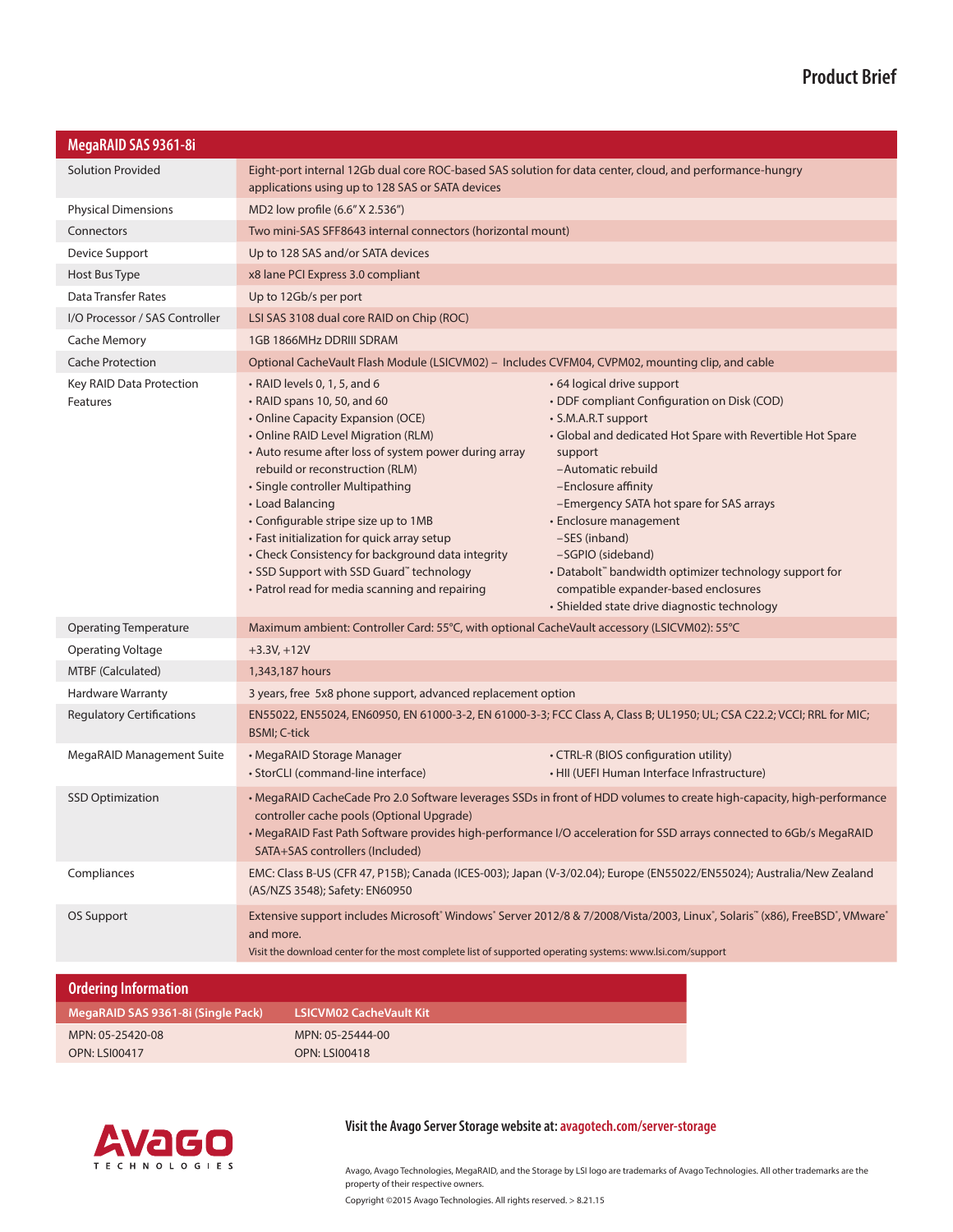Product Brief

## MegaRAID SAS 9361-8i

| | |
|---|---|
| Solution Provided | Eight-port internal 12Gb dual core ROC-based SAS solution for data center, cloud, and performance-hungry applications using up to 128 SAS or SATA devices |
| Physical Dimensions | MD2 low profile (6.6" X 2.536") |
| Connectors | Two mini-SAS SFF8643 internal connectors (horizontal mount) |
| Device Support | Up to 128 SAS and/or SATA devices |
| Host Bus Type | x8 lane PCI Express 3.0 compliant |
| Data Transfer Rates | Up to 12Gb/s per port |
| I/O Processor / SAS Controller | LSI SAS 3108 dual core RAID on Chip (ROC) |
| Cache Memory | 1GB 1866MHz DDRIII SDRAM |
| Cache Protection | Optional CacheVault Flash Module (LSICVM02) – Includes CVFM04, CVPM02, mounting clip, and cable |
| Key RAID Data Protection Features | • RAID levels 0, 1, 5, and 6<br>• RAID spans 10, 50, and 60<br>• Online Capacity Expansion (OCE)<br>• Online RAID Level Migration (RLM)<br>• Auto resume after loss of system power during array rebuild or reconstruction (RLM)<br>• Single controller Multipathing<br>• Load Balancing<br>• Configurable stripe size up to 1MB<br>• Fast initialization for quick array setup<br>• Check Consistency for background data integrity<br>• SSD Support with SSD Guard™ technology<br>• Patrol read for media scanning and repairing<br>• 64 logical drive support<br>• DDF compliant Configuration on Disk (COD)<br>• S.M.A.R.T support<br>• Global and dedicated Hot Spare with Revertible Hot Spare support<br>–Automatic rebuild<br>–Enclosure affinity<br>–Emergency SATA hot spare for SAS arrays<br>• Enclosure management<br>–SES (inband)<br>–SGPIO (sideband)<br>• Databolt™ bandwidth optimizer technology support for compatible expander-based enclosures<br>• Shielded state drive diagnostic technology |
| Operating Temperature | Maximum ambient: Controller Card: 55°C, with optional CacheVault accessory (LSICVM02): 55°C |
| Operating Voltage | +3.3V, +12V |
| MTBF (Calculated) | 1,343,187 hours |
| Hardware Warranty | 3 years, free 5x8 phone support, advanced replacement option |
| Regulatory Certifications | EN55022, EN55024, EN60950, EN 61000-3-2, EN 61000-3-3; FCC Class A, Class B; UL1950; UL; CSA C22.2; VCCI; RRL for MIC; BSMI; C-tick |
| MegaRAID Management Suite | • MegaRAID Storage Manager<br>• StorCLI (command-line interface)<br>• CTRL-R (BIOS configuration utility)<br>• HII (UEFI Human Interface Infrastructure) |
| SSD Optimization | • MegaRAID CacheCade Pro 2.0 Software leverages SSDs in front of HDD volumes to create high-capacity, high-performance controller cache pools (Optional Upgrade)<br>• MegaRAID Fast Path Software provides high-performance I/O acceleration for SSD arrays connected to 6Gb/s MegaRAID SATA+SAS controllers (Included) |
| Compliances | EMC: Class B-US (CFR 47, P15B); Canada (ICES-003); Japan (V-3/02.04); Europe (EN55022/EN55024); Australia/New Zealand (AS/NZS 3548); Safety: EN60950 |
| OS Support | Extensive support includes Microsoft® Windows® Server 2012/8 & 7/2008/Vista/2003, Linux®, Solaris™ (x86), FreeBSD®, VMware® and more.<br>Visit the download center for the most complete list of supported operating systems: www.lsi.com/support |

## Ordering Information

| MegaRAID SAS 9361-8i (Single Pack) | LSICVM02 CacheVault Kit |
|---|---|
| MPN: 05-25420-08<br>OPN: LSI00417 | MPN: 05-25444-00<br>OPN: LSI00418 |

Visit the Avago Server Storage website at: avagotech.com/server-storage

Avago, Avago Technologies, MegaRAID, and the Storage by LSI logo are trademarks of Avago Technologies. All other trademarks are the property of their respective owners.

Copyright ©2015 Avago Technologies. All rights reserved. > 8.21.15